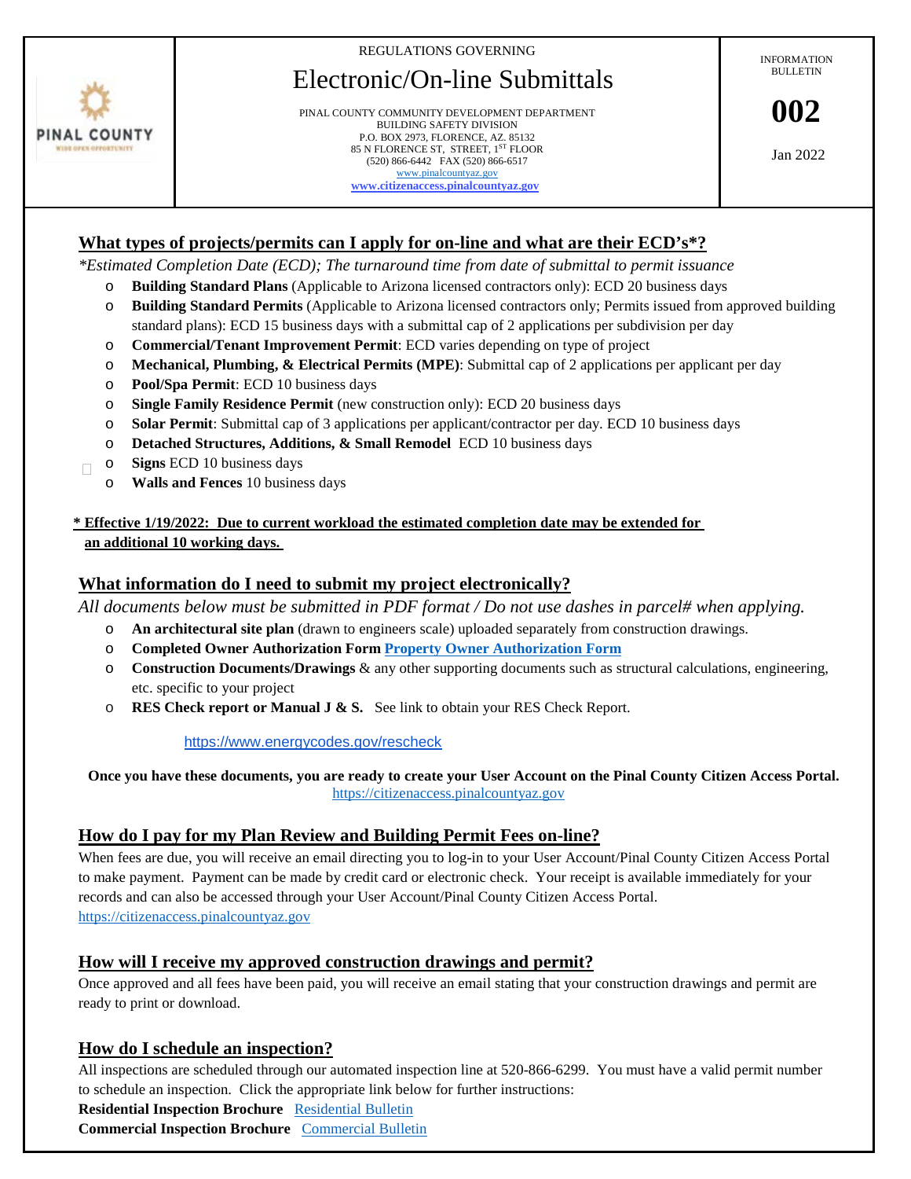REGULATIONS GOVERNING

# Electronic/On-line Submittals

PINAL COUNTY COMMUNITY DEVELOPMENT DEPARTMENT
BUILDING SAFETY DIVISION
P.O. BOX 2973, FLORENCE, AZ. 85132
85 N FLORENCE ST, STREET, 1ST FLOOR
(520) 866-6442 FAX (520) 866-6517
www.pinalcountyaz.gov
**www.citizenaccess.pinalcountyaz.gov**

INFORMATION BULLETIN

**002**

Jan 2022

## What types of projects/permits can I apply for on-line and what are their ECD's*?

*\*Estimated Completion Date (ECD); The turnaround time from date of submittal to permit issuance*

- **Building Standard Plans** (Applicable to Arizona licensed contractors only): ECD 20 business days
- **Building Standard Permits** (Applicable to Arizona licensed contractors only; Permits issued from approved building standard plans): ECD 15 business days with a submittal cap of 2 applications per subdivision per day
- **Commercial/Tenant Improvement Permit**: ECD varies depending on type of project
- **Mechanical, Plumbing, & Electrical Permits (MPE)**: Submittal cap of 2 applications per applicant per day
- **Pool/Spa Permit**: ECD 10 business days
- **Single Family Residence Permit** (new construction only): ECD 20 business days
- **Solar Permit**: Submittal cap of 3 applications per applicant/contractor per day. ECD 10 business days
- **Detached Structures, Additions, & Small Remodel** ECD 10 business days
- **Signs** ECD 10 business days
- **Walls and Fences** 10 business days

**\* Effective 1/19/2022: Due to current workload the estimated completion date may be extended for an additional 10 working days.**

## What information do I need to submit my project electronically?

*All documents below must be submitted in PDF format / Do not use dashes in parcel# when applying.*

- **An architectural site plan** (drawn to engineers scale) uploaded separately from construction drawings.
- **Completed Owner Authorization Form** **Property Owner Authorization Form**
- **Construction Documents/Drawings** & any other supporting documents such as structural calculations, engineering, etc. specific to your project
- **RES Check report or Manual J & S.** See link to obtain your RES Check Report.

https://www.energycodes.gov/rescheck

**Once you have these documents, you are ready to create your User Account on the Pinal County Citizen Access Portal.** https://citizenaccess.pinalcountyaz.gov

## How do I pay for my Plan Review and Building Permit Fees on-line?

When fees are due, you will receive an email directing you to log-in to your User Account/Pinal County Citizen Access Portal to make payment. Payment can be made by credit card or electronic check. Your receipt is available immediately for your records and can also be accessed through your User Account/Pinal County Citizen Access Portal. https://citizenaccess.pinalcountyaz.gov

## How will I receive my approved construction drawings and permit?

Once approved and all fees have been paid, you will receive an email stating that your construction drawings and permit are ready to print or download.

## How do I schedule an inspection?

All inspections are scheduled through our automated inspection line at 520-866-6299. You must have a valid permit number to schedule an inspection. Click the appropriate link below for further instructions:

**Residential Inspection Brochure** Residential Bulletin
**Commercial Inspection Brochure** Commercial Bulletin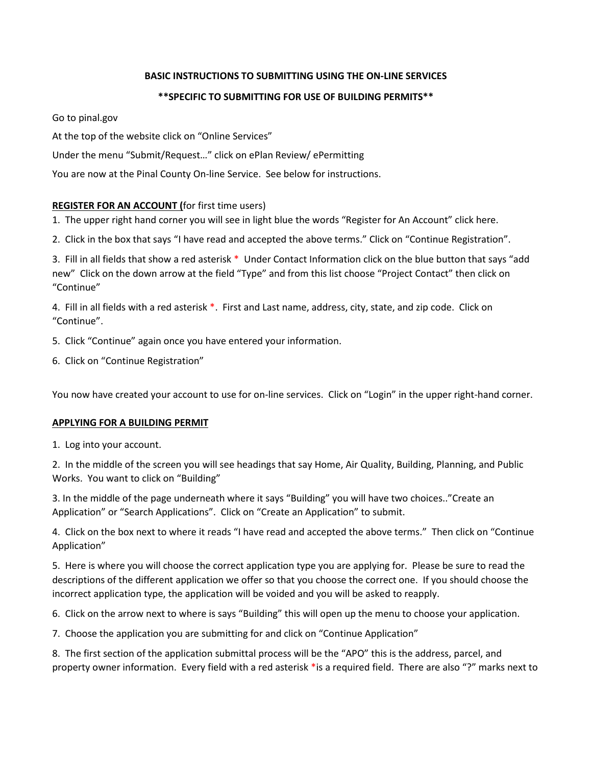**BASIC INSTRUCTIONS TO SUBMITTING USING THE ON-LINE SERVICES**

****SPECIFIC TO SUBMITTING FOR USE OF BUILDING PERMITS****

Go to pinal.gov

At the top of the website click on "Online Services"

Under the menu "Submit/Request…" click on ePlan Review/ ePermitting

You are now at the Pinal County On-line Service. See below for instructions.

**REGISTER FOR AN ACCOUNT (**for first time users)

1. The upper right hand corner you will see in light blue the words "Register for An Account" click here.
2. Click in the box that says "I have read and accepted the above terms." Click on "Continue Registration".
3. Fill in all fields that show a red asterisk * Under Contact Information click on the blue button that says "add new" Click on the down arrow at the field "Type" and from this list choose "Project Contact" then click on "Continue"
4. Fill in all fields with a red asterisk *. First and Last name, address, city, state, and zip code. Click on "Continue".
5. Click "Continue" again once you have entered your information.
6. Click on "Continue Registration"

You now have created your account to use for on-line services. Click on "Login" in the upper right-hand corner.

**APPLYING FOR A BUILDING PERMIT**

1. Log into your account.
2. In the middle of the screen you will see headings that say Home, Air Quality, Building, Planning, and Public Works. You want to click on "Building"
3. In the middle of the page underneath where it says "Building" you will have two choices.."Create an Application" or "Search Applications". Click on "Create an Application" to submit.
4. Click on the box next to where it reads "I have read and accepted the above terms." Then click on "Continue Application"
5. Here is where you will choose the correct application type you are applying for. Please be sure to read the descriptions of the different application we offer so that you choose the correct one. If you should choose the incorrect application type, the application will be voided and you will be asked to reapply.
6. Click on the arrow next to where is says "Building" this will open up the menu to choose your application.
7. Choose the application you are submitting for and click on "Continue Application"
8. The first section of the application submittal process will be the "APO" this is the address, parcel, and property owner information. Every field with a red asterisk *is a required field. There are also "?" marks next to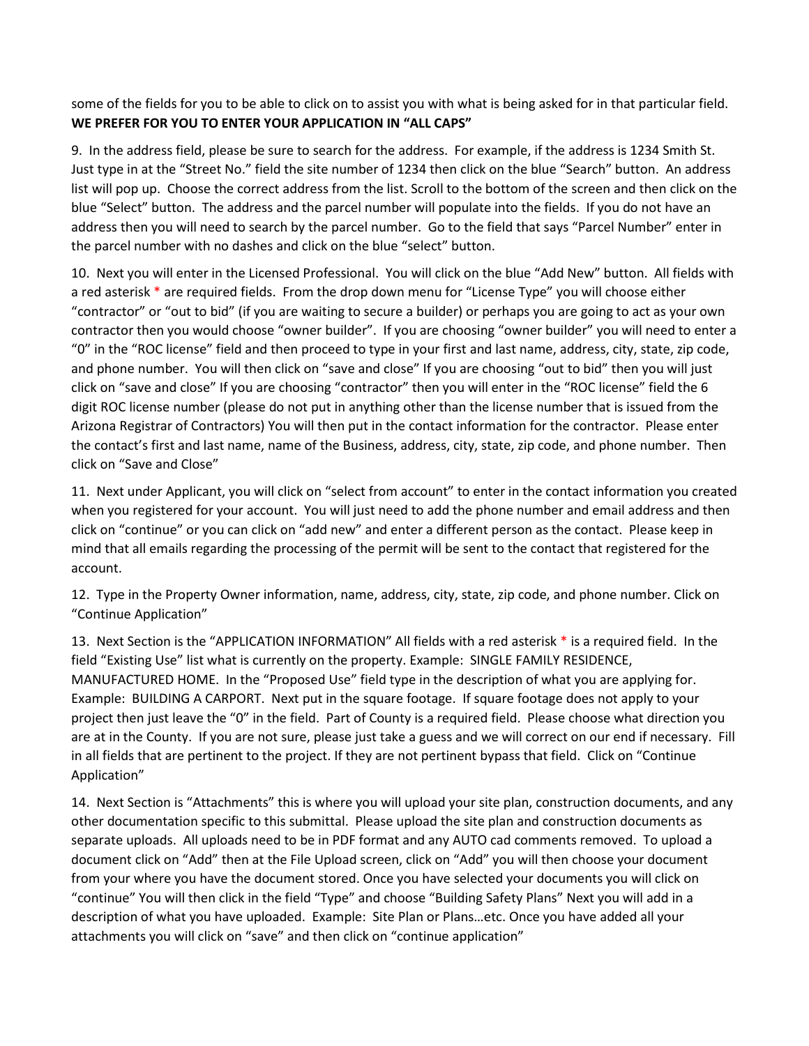some of the fields for you to be able to click on to assist you with what is being asked for in that particular field. **WE PREFER FOR YOU TO ENTER YOUR APPLICATION IN "ALL CAPS"**

9. In the address field, please be sure to search for the address. For example, if the address is 1234 Smith St. Just type in at the "Street No." field the site number of 1234 then click on the blue "Search" button. An address list will pop up. Choose the correct address from the list. Scroll to the bottom of the screen and then click on the blue "Select" button. The address and the parcel number will populate into the fields. If you do not have an address then you will need to search by the parcel number. Go to the field that says "Parcel Number" enter in the parcel number with no dashes and click on the blue "select" button.

10. Next you will enter in the Licensed Professional. You will click on the blue "Add New" button. All fields with a red asterisk * are required fields. From the drop down menu for "License Type" you will choose either "contractor" or "out to bid" (if you are waiting to secure a builder) or perhaps you are going to act as your own contractor then you would choose "owner builder". If you are choosing "owner builder" you will need to enter a "0" in the "ROC license" field and then proceed to type in your first and last name, address, city, state, zip code, and phone number. You will then click on "save and close" If you are choosing "out to bid" then you will just click on "save and close" If you are choosing "contractor" then you will enter in the "ROC license" field the 6 digit ROC license number (please do not put in anything other than the license number that is issued from the Arizona Registrar of Contractors) You will then put in the contact information for the contractor. Please enter the contact's first and last name, name of the Business, address, city, state, zip code, and phone number. Then click on "Save and Close"

11. Next under Applicant, you will click on "select from account" to enter in the contact information you created when you registered for your account. You will just need to add the phone number and email address and then click on "continue" or you can click on "add new" and enter a different person as the contact. Please keep in mind that all emails regarding the processing of the permit will be sent to the contact that registered for the account.

12. Type in the Property Owner information, name, address, city, state, zip code, and phone number. Click on "Continue Application"

13. Next Section is the "APPLICATION INFORMATION" All fields with a red asterisk * is a required field. In the field "Existing Use" list what is currently on the property. Example: SINGLE FAMILY RESIDENCE, MANUFACTURED HOME. In the "Proposed Use" field type in the description of what you are applying for. Example: BUILDING A CARPORT. Next put in the square footage. If square footage does not apply to your project then just leave the "0" in the field. Part of County is a required field. Please choose what direction you are at in the County. If you are not sure, please just take a guess and we will correct on our end if necessary. Fill in all fields that are pertinent to the project. If they are not pertinent bypass that field. Click on "Continue Application"

14. Next Section is "Attachments" this is where you will upload your site plan, construction documents, and any other documentation specific to this submittal. Please upload the site plan and construction documents as separate uploads. All uploads need to be in PDF format and any AUTO cad comments removed. To upload a document click on "Add" then at the File Upload screen, click on "Add" you will then choose your document from your where you have the document stored. Once you have selected your documents you will click on "continue" You will then click in the field "Type" and choose "Building Safety Plans" Next you will add in a description of what you have uploaded. Example: Site Plan or Plans…etc. Once you have added all your attachments you will click on "save" and then click on "continue application"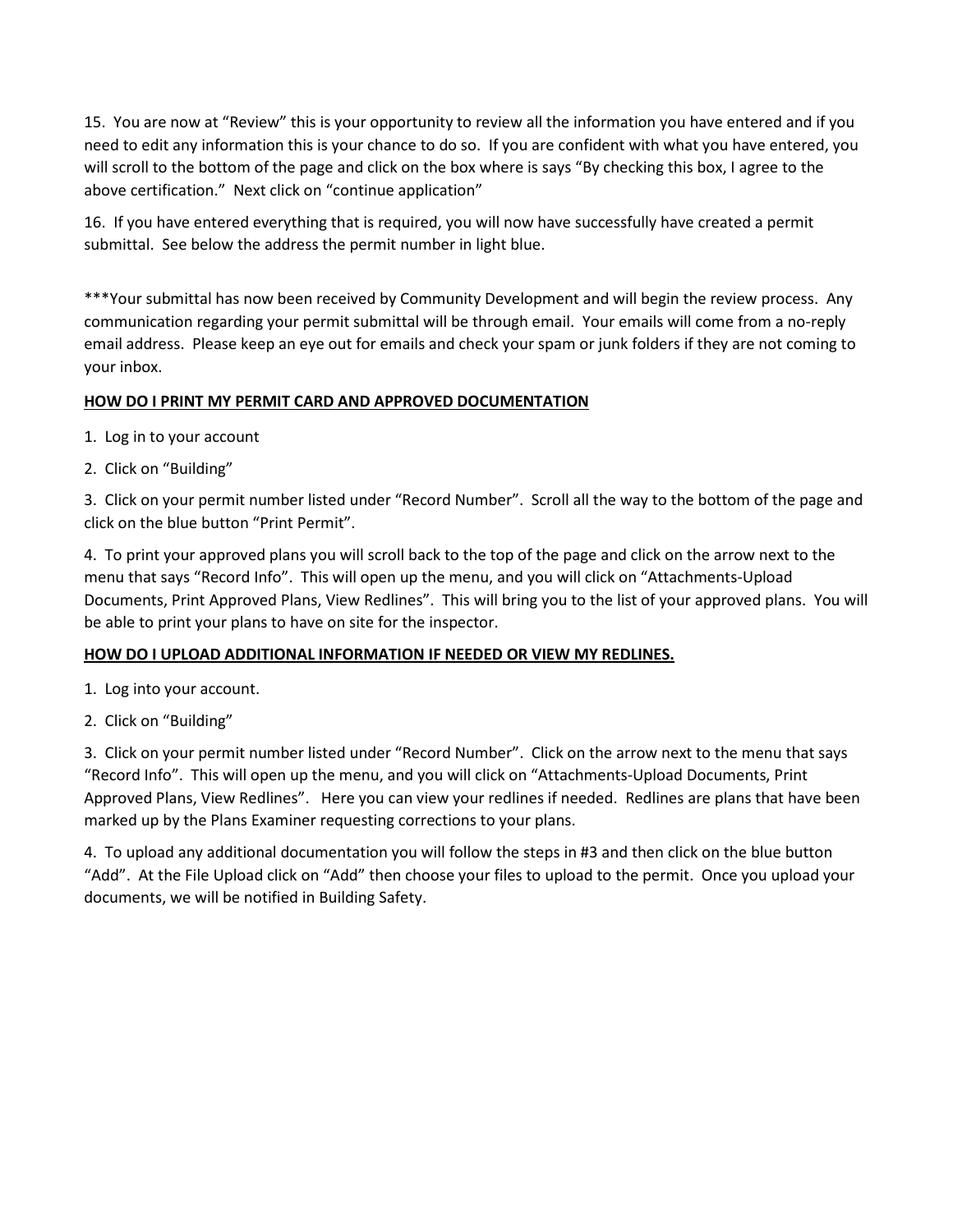15. You are now at "Review" this is your opportunity to review all the information you have entered and if you need to edit any information this is your chance to do so. If you are confident with what you have entered, you will scroll to the bottom of the page and click on the box where is says "By checking this box, I agree to the above certification." Next click on "continue application"

16. If you have entered everything that is required, you will now have successfully have created a permit submittal. See below the address the permit number in light blue.

***Your submittal has now been received by Community Development and will begin the review process. Any communication regarding your permit submittal will be through email. Your emails will come from a no-reply email address. Please keep an eye out for emails and check your spam or junk folders if they are not coming to your inbox.

**HOW DO I PRINT MY PERMIT CARD AND APPROVED DOCUMENTATION**

1. Log in to your account
2. Click on "Building"
3. Click on your permit number listed under "Record Number". Scroll all the way to the bottom of the page and click on the blue button "Print Permit".
4. To print your approved plans you will scroll back to the top of the page and click on the arrow next to the menu that says "Record Info". This will open up the menu, and you will click on "Attachments-Upload Documents, Print Approved Plans, View Redlines". This will bring you to the list of your approved plans. You will be able to print your plans to have on site for the inspector.

**HOW DO I UPLOAD ADDITIONAL INFORMATION IF NEEDED OR VIEW MY REDLINES.**

1. Log into your account.
2. Click on "Building"
3. Click on your permit number listed under "Record Number". Click on the arrow next to the menu that says "Record Info". This will open up the menu, and you will click on "Attachments-Upload Documents, Print Approved Plans, View Redlines". Here you can view your redlines if needed. Redlines are plans that have been marked up by the Plans Examiner requesting corrections to your plans.
4. To upload any additional documentation you will follow the steps in #3 and then click on the blue button "Add". At the File Upload click on "Add" then choose your files to upload to the permit. Once you upload your documents, we will be notified in Building Safety.